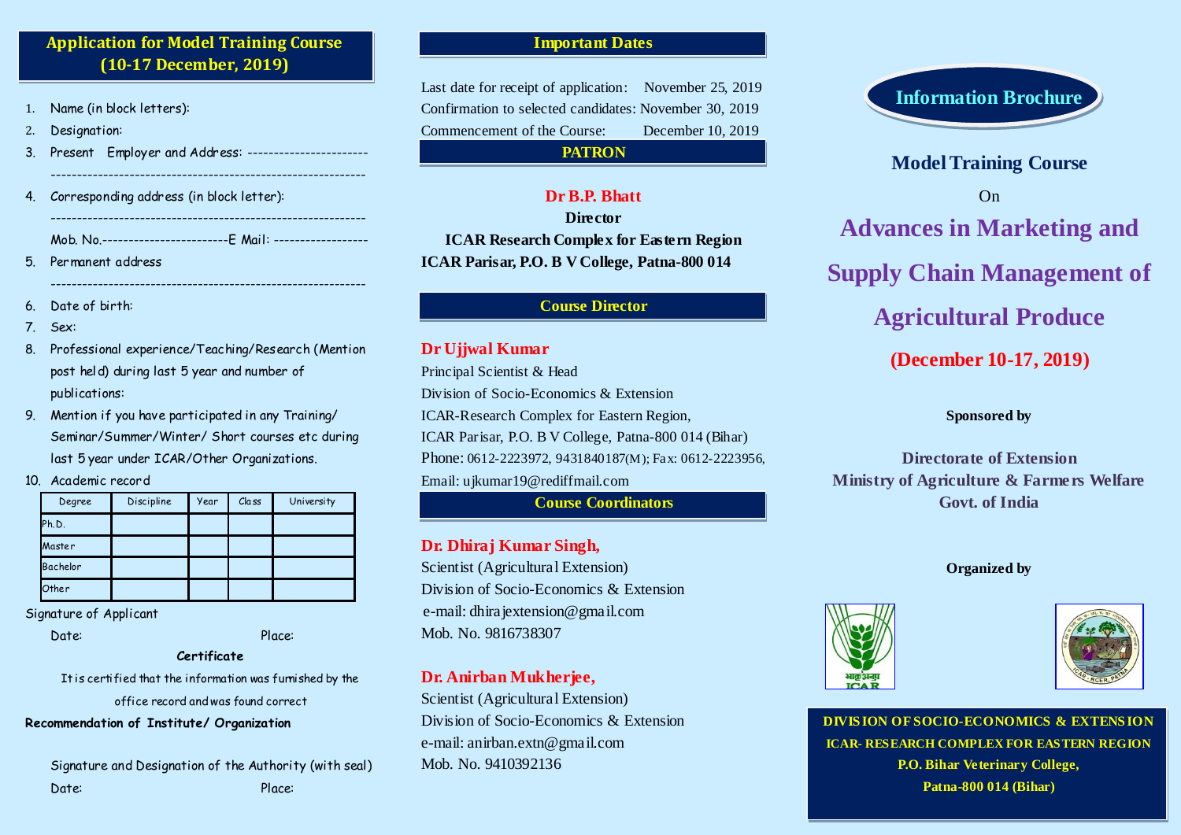## Application for Model Training Course (10-17 December, 2019)

1. Name (in block letters):
2. Designation:
3. Present Employer and Address: ----------------------
   -----------------------------------------------------------
4. Corresponding address (in block letter):
   -----------------------------------------------------------
   Mob. No.-----------------------E Mail: -----------------
5. Permanent address
   -----------------------------------------------------------
6. Date of birth:
7. Sex:
8. Professional experience/Teaching/Research (Mention post held) during last 5 year and number of publications:
9. Mention if you have participated in any Training/ Seminar/Summer/Winter/ Short courses etc during last 5 year under ICAR/Other Organizations.
10. Academic record

| Degree | Discipline | Year | Class | University |
|---|---|---|---|---|
| Ph.D. | | | | |
| Master | | | | |
| Bachelor | | | | |
| Other | | | | |

Signature of Applicant

Date: Place:

**Certificate**

It is certified that the information was furnished by the office record and was found correct

**Recommendation of Institute/ Organization**

Signature and Designation of the Authority (with seal)

Date: Place:

## Important Dates

Last date for receipt of application: November 25, 2019

Confirmation to selected candidates: November 30, 2019

Commencement of the Course: December 10, 2019

## PATRON

**Dr B.P. Bhatt**
**Director**
**ICAR Research Complex for Eastern Region**
**ICAR Parisar, P.O. B V College, Patna-800 014**

## Course Director

**Dr Ujjwal Kumar**
Principal Scientist & Head
Division of Socio-Economics & Extension
ICAR-Research Complex for Eastern Region,
ICAR Parisar, P.O. B V College, Patna-800 014 (Bihar)
Phone: 0612-2223972, 9431840187(M); Fax: 0612-2223956,
Email: ujkumar19@rediffmail.com

## Course Coordinators

**Dr. Dhiraj Kumar Singh,**
Scientist (Agricultural Extension)
Division of Socio-Economics & Extension
e-mail: dhirajextension@gmail.com
Mob. No. 9816738307

**Dr. Anirban Mukherjee,**
Scientist (Agricultural Extension)
Division of Socio-Economics & Extension
e-mail: anirban.extn@gmail.com
Mob. No. 9410392136

## Information Brochure

**Model Training Course**

On

# Advances in Marketing and Supply Chain Management of Agricultural Produce

**(December 10-17, 2019)**

**Sponsored by**

**Directorate of Extension**
**Ministry of Agriculture & Farmers Welfare**
**Govt. of India**

**Organized by**

**DIVISION OF SOCIO-ECONOMICS & EXTENSION**
**ICAR- RESEARCH COMPLEX FOR EASTERN REGION**
**P.O. Bihar Veterinary College,**
**Patna-800 014 (Bihar)**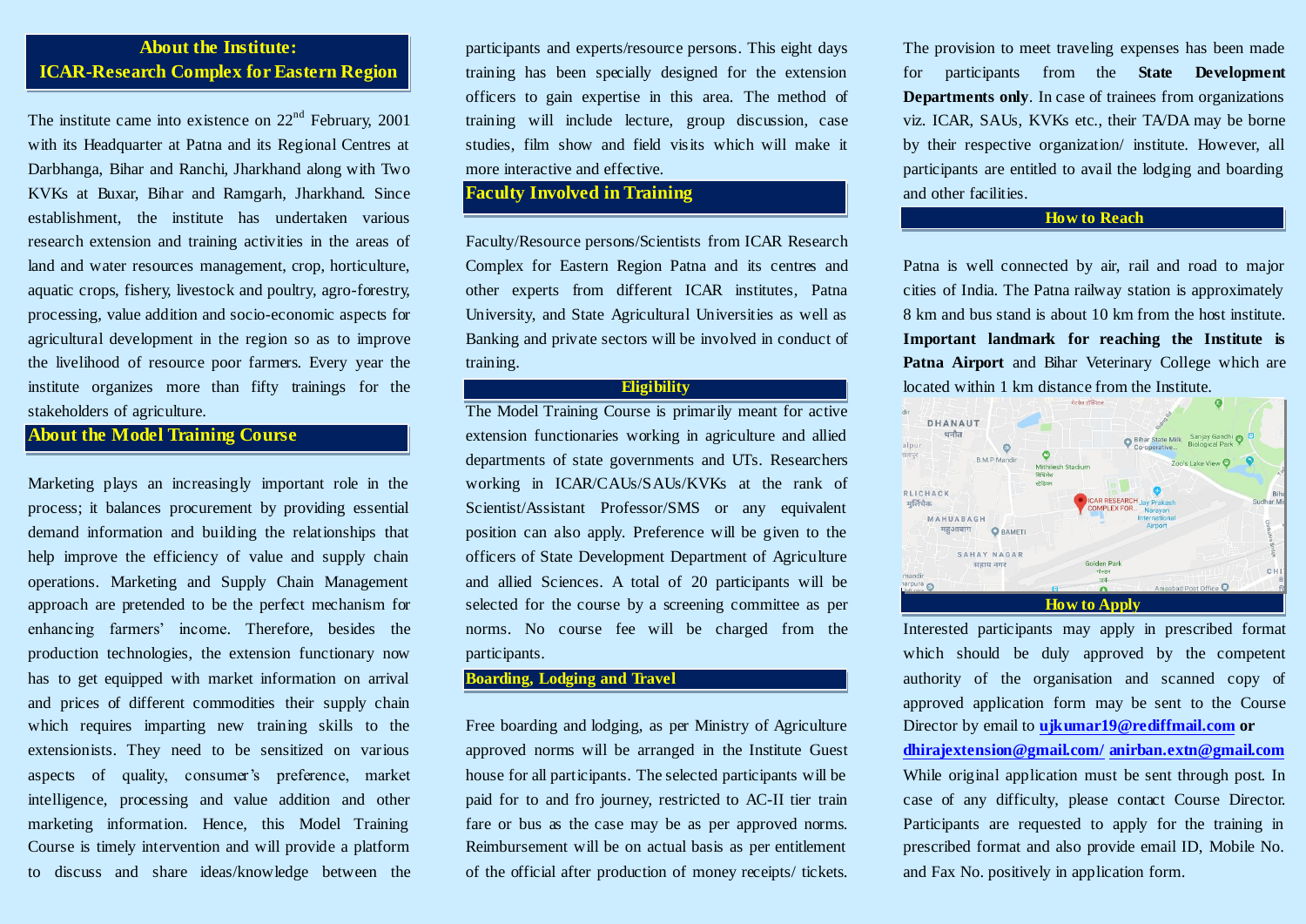## About the Institute: ICAR-Research Complex for Eastern Region

The institute came into existence on 22nd February, 2001 with its Headquarter at Patna and its Regional Centres at Darbhanga, Bihar and Ranchi, Jharkhand along with Two KVKs at Buxar, Bihar and Ramgarh, Jharkhand. Since establishment, the institute has undertaken various research extension and training activities in the areas of land and water resources management, crop, horticulture, aquatic crops, fishery, livestock and poultry, agro-forestry, processing, value addition and socio-economic aspects for agricultural development in the region so as to improve the livelihood of resource poor farmers. Every year the institute organizes more than fifty trainings for the stakeholders of agriculture.

## About the Model Training Course

Marketing plays an increasingly important role in the process; it balances procurement by providing essential demand information and building the relationships that help improve the efficiency of value and supply chain operations. Marketing and Supply Chain Management approach are pretended to be the perfect mechanism for enhancing farmers' income. Therefore, besides the production technologies, the extension functionary now has to get equipped with market information on arrival and prices of different commodities their supply chain which requires imparting new training skills to the extensionists. They need to be sensitized on various aspects of quality, consumer's preference, market intelligence, processing and value addition and other marketing information. Hence, this Model Training Course is timely intervention and will provide a platform to discuss and share ideas/knowledge between the participants and experts/resource persons. This eight days training has been specially designed for the extension officers to gain expertise in this area. The method of training will include lecture, group discussion, case studies, film show and field visits which will make it more interactive and effective.

## Faculty Involved in Training

Faculty/Resource persons/Scientists from ICAR Research Complex for Eastern Region Patna and its centres and other experts from different ICAR institutes, Patna University, and State Agricultural Universities as well as Banking and private sectors will be involved in conduct of training.

## Eligibility

The Model Training Course is primarily meant for active extension functionaries working in agriculture and allied departments of state governments and UTs. Researchers working in ICAR/CAUs/SAUs/KVKs at the rank of Scientist/Assistant Professor/SMS or any equivalent position can also apply. Preference will be given to the officers of State Development Department of Agriculture and allied Sciences. A total of 20 participants will be selected for the course by a screening committee as per norms. No course fee will be charged from the participants.

## Boarding, Lodging and Travel

Free boarding and lodging, as per Ministry of Agriculture approved norms will be arranged in the Institute Guest house for all participants. The selected participants will be paid for to and fro journey, restricted to AC-II tier train fare or bus as the case may be as per approved norms. Reimbursement will be on actual basis as per entitlement of the official after production of money receipts/ tickets. The provision to meet traveling expenses has been made for participants from the **State Development Departments only**. In case of trainees from organizations viz. ICAR, SAUs, KVKs etc., their TA/DA may be borne by their respective organization/ institute. However, all participants are entitled to avail the lodging and boarding and other facilities.

## How to Reach

Patna is well connected by air, rail and road to major cities of India. The Patna railway station is approximately 8 km and bus stand is about 10 km from the host institute. **Important landmark for reaching the Institute is Patna Airport** and Bihar Veterinary College which are located within 1 km distance from the Institute.

## How to Apply

Interested participants may apply in prescribed format which should be duly approved by the competent authority of the organisation and scanned copy of approved application form may be sent to the Course Director by email to **ujkumar19@rediffmail.com or dhirajextension@gmail.com/ anirban.extn@gmail.com** While original application must be sent through post. In case of any difficulty, please contact Course Director. Participants are requested to apply for the training in prescribed format and also provide email ID, Mobile No. and Fax No. positively in application form.